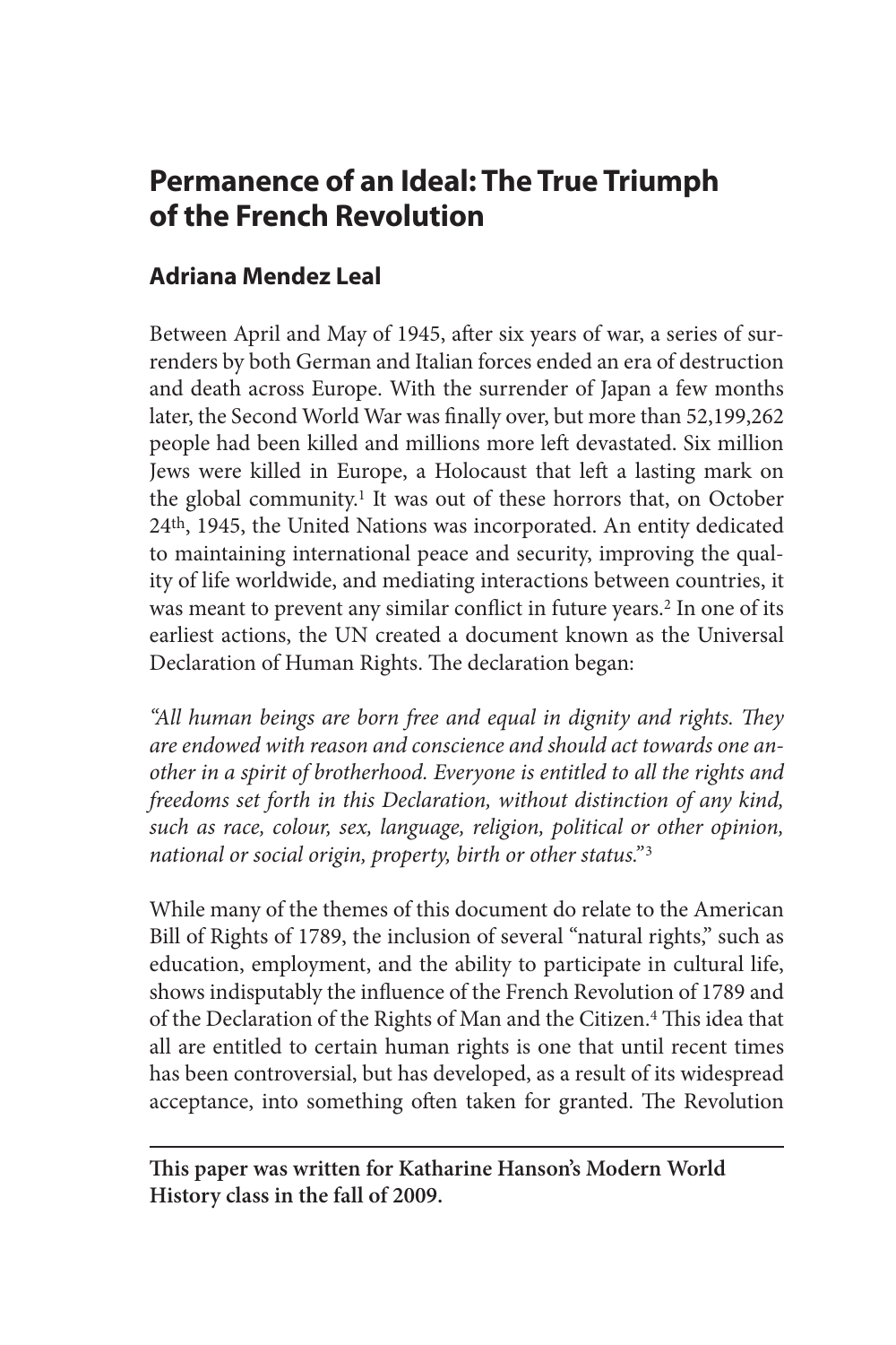# Permanence of an Ideal: The True Triumph of the French Revolution

## Adriana Mendez Leal

Between April and May of 1945, after six years of war, a series of surrenders by both German and Italian forces ended an era of destruction and death across Europe. With the surrender of Japan a few months later, the Second World War was finally over, but more than 52,199,262 people had been killed and millions more left devastated. Six million Jews were killed in Europe, a Holocaust that left a lasting mark on the global community.[1] It was out of these horrors that, on October 24th, 1945, the United Nations was incorporated. An entity dedicated to maintaining international peace and security, improving the quality of life worldwide, and mediating interactions between countries, it was meant to prevent any similar conflict in future years.[2] In one of its earliest actions, the UN created a document known as the Universal Declaration of Human Rights. The declaration began:

*"All human beings are born free and equal in dignity and rights. They are endowed with reason and conscience and should act towards one another in a spirit of brotherhood. Everyone is entitled to all the rights and freedoms set forth in this Declaration, without distinction of any kind, such as race, colour, sex, language, religion, political or other opinion, national or social origin, property, birth or other status."*[3]

While many of the themes of this document do relate to the American Bill of Rights of 1789, the inclusion of several "natural rights," such as education, employment, and the ability to participate in cultural life, shows indisputably the influence of the French Revolution of 1789 and of the Declaration of the Rights of Man and the Citizen.[4] This idea that all are entitled to certain human rights is one that until recent times has been controversial, but has developed, as a result of its widespread acceptance, into something often taken for granted. The Revolution

---

**This paper was written for Katharine Hanson's Modern World History class in the fall of 2009.**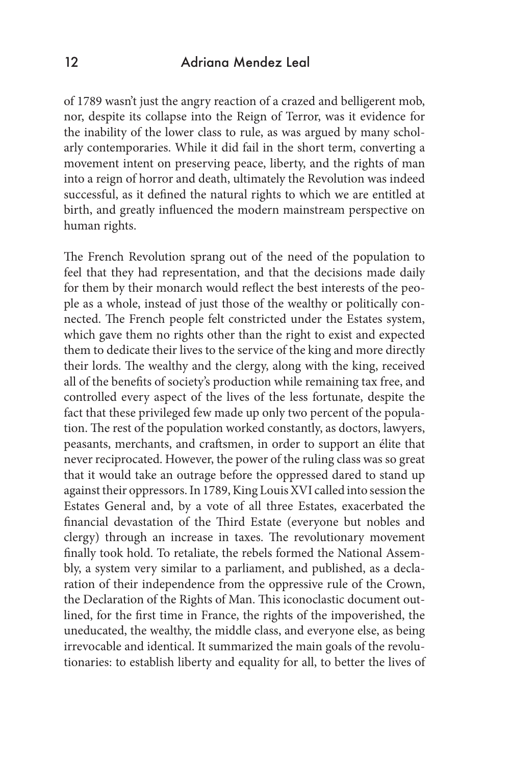of 1789 wasn't just the angry reaction of a crazed and belligerent mob, nor, despite its collapse into the Reign of Terror, was it evidence for the inability of the lower class to rule, as was argued by many scholarly contemporaries. While it did fail in the short term, converting a movement intent on preserving peace, liberty, and the rights of man into a reign of horror and death, ultimately the Revolution was indeed successful, as it defined the natural rights to which we are entitled at birth, and greatly influenced the modern mainstream perspective on human rights.

The French Revolution sprang out of the need of the population to feel that they had representation, and that the decisions made daily for them by their monarch would reflect the best interests of the people as a whole, instead of just those of the wealthy or politically connected. The French people felt constricted under the Estates system, which gave them no rights other than the right to exist and expected them to dedicate their lives to the service of the king and more directly their lords. The wealthy and the clergy, along with the king, received all of the benefits of society's production while remaining tax free, and controlled every aspect of the lives of the less fortunate, despite the fact that these privileged few made up only two percent of the population. The rest of the population worked constantly, as doctors, lawyers, peasants, merchants, and craftsmen, in order to support an élite that never reciprocated. However, the power of the ruling class was so great that it would take an outrage before the oppressed dared to stand up against their oppressors. In 1789, King Louis XVI called into session the Estates General and, by a vote of all three Estates, exacerbated the financial devastation of the Third Estate (everyone but nobles and clergy) through an increase in taxes. The revolutionary movement finally took hold. To retaliate, the rebels formed the National Assembly, a system very similar to a parliament, and published, as a declaration of their independence from the oppressive rule of the Crown, the Declaration of the Rights of Man. This iconoclastic document outlined, for the first time in France, the rights of the impoverished, the uneducated, the wealthy, the middle class, and everyone else, as being irrevocable and identical. It summarized the main goals of the revolutionaries: to establish liberty and equality for all, to better the lives of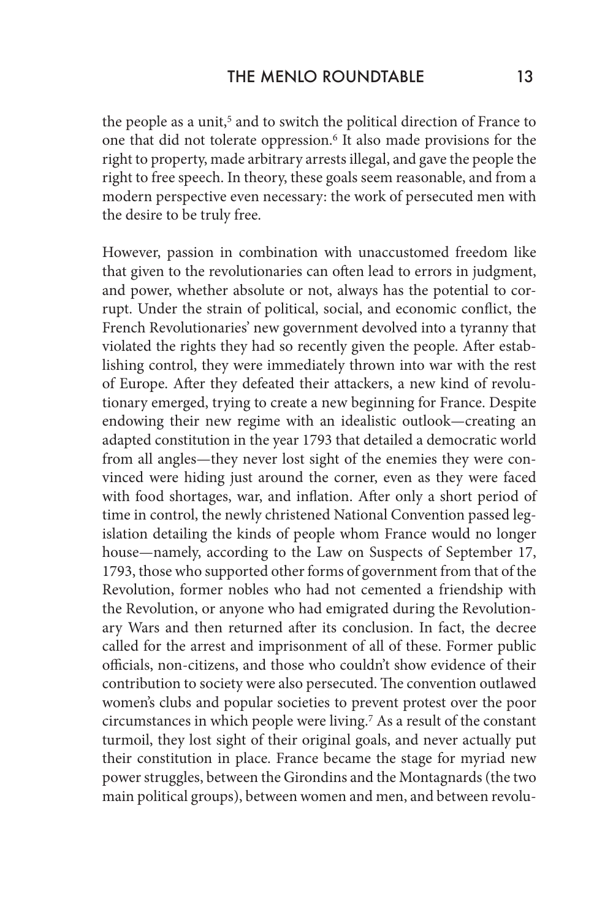the people as a unit,[5] and to switch the political direction of France to one that did not tolerate oppression.[6] It also made provisions for the right to property, made arbitrary arrests illegal, and gave the people the right to free speech. In theory, these goals seem reasonable, and from a modern perspective even necessary: the work of persecuted men with the desire to be truly free.

However, passion in combination with unaccustomed freedom like that given to the revolutionaries can often lead to errors in judgment, and power, whether absolute or not, always has the potential to corrupt. Under the strain of political, social, and economic conflict, the French Revolutionaries' new government devolved into a tyranny that violated the rights they had so recently given the people. After establishing control, they were immediately thrown into war with the rest of Europe. After they defeated their attackers, a new kind of revolutionary emerged, trying to create a new beginning for France. Despite endowing their new regime with an idealistic outlook—creating an adapted constitution in the year 1793 that detailed a democratic world from all angles—they never lost sight of the enemies they were convinced were hiding just around the corner, even as they were faced with food shortages, war, and inflation. After only a short period of time in control, the newly christened National Convention passed legislation detailing the kinds of people whom France would no longer house—namely, according to the Law on Suspects of September 17, 1793, those who supported other forms of government from that of the Revolution, former nobles who had not cemented a friendship with the Revolution, or anyone who had emigrated during the Revolutionary Wars and then returned after its conclusion. In fact, the decree called for the arrest and imprisonment of all of these. Former public officials, non-citizens, and those who couldn't show evidence of their contribution to society were also persecuted. The convention outlawed women's clubs and popular societies to prevent protest over the poor circumstances in which people were living.[7] As a result of the constant turmoil, they lost sight of their original goals, and never actually put their constitution in place. France became the stage for myriad new power struggles, between the Girondins and the Montagnards (the two main political groups), between women and men, and between revolu-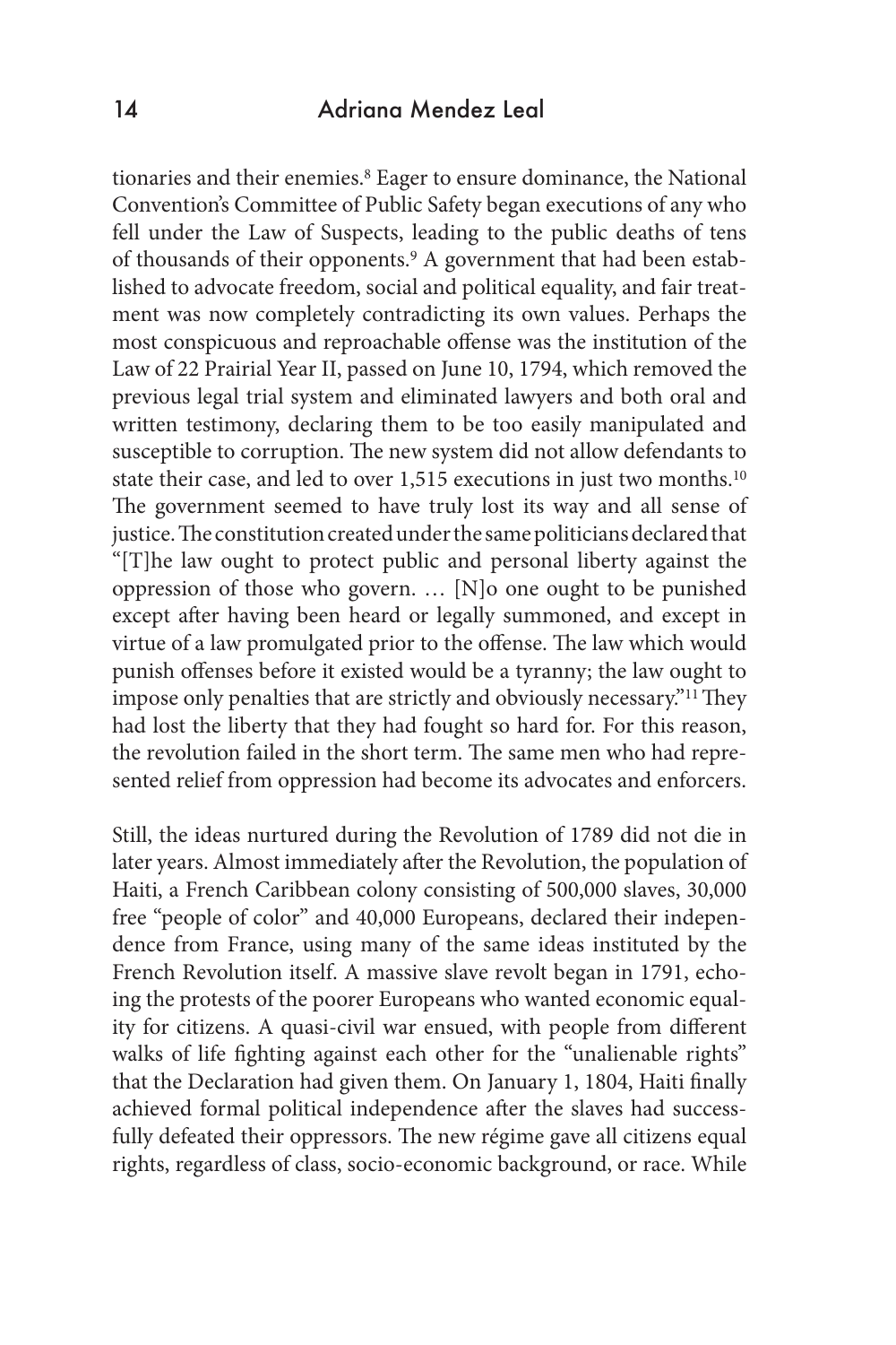tionaries and their enemies.[8] Eager to ensure dominance, the National Convention's Committee of Public Safety began executions of any who fell under the Law of Suspects, leading to the public deaths of tens of thousands of their opponents.[9] A government that had been established to advocate freedom, social and political equality, and fair treatment was now completely contradicting its own values. Perhaps the most conspicuous and reproachable offense was the institution of the Law of 22 Prairial Year II, passed on June 10, 1794, which removed the previous legal trial system and eliminated lawyers and both oral and written testimony, declaring them to be too easily manipulated and susceptible to corruption. The new system did not allow defendants to state their case, and led to over 1,515 executions in just two months.[10] The government seemed to have truly lost its way and all sense of justice. The constitution created under the same politicians declared that "[T]he law ought to protect public and personal liberty against the oppression of those who govern. … [N]o one ought to be punished except after having been heard or legally summoned, and except in virtue of a law promulgated prior to the offense. The law which would punish offenses before it existed would be a tyranny; the law ought to impose only penalties that are strictly and obviously necessary."[11] They had lost the liberty that they had fought so hard for. For this reason, the revolution failed in the short term. The same men who had represented relief from oppression had become its advocates and enforcers.

Still, the ideas nurtured during the Revolution of 1789 did not die in later years. Almost immediately after the Revolution, the population of Haiti, a French Caribbean colony consisting of 500,000 slaves, 30,000 free "people of color" and 40,000 Europeans, declared their independence from France, using many of the same ideas instituted by the French Revolution itself. A massive slave revolt began in 1791, echoing the protests of the poorer Europeans who wanted economic equality for citizens. A quasi-civil war ensued, with people from different walks of life fighting against each other for the "unalienable rights" that the Declaration had given them. On January 1, 1804, Haiti finally achieved formal political independence after the slaves had successfully defeated their oppressors. The new régime gave all citizens equal rights, regardless of class, socio-economic background, or race. While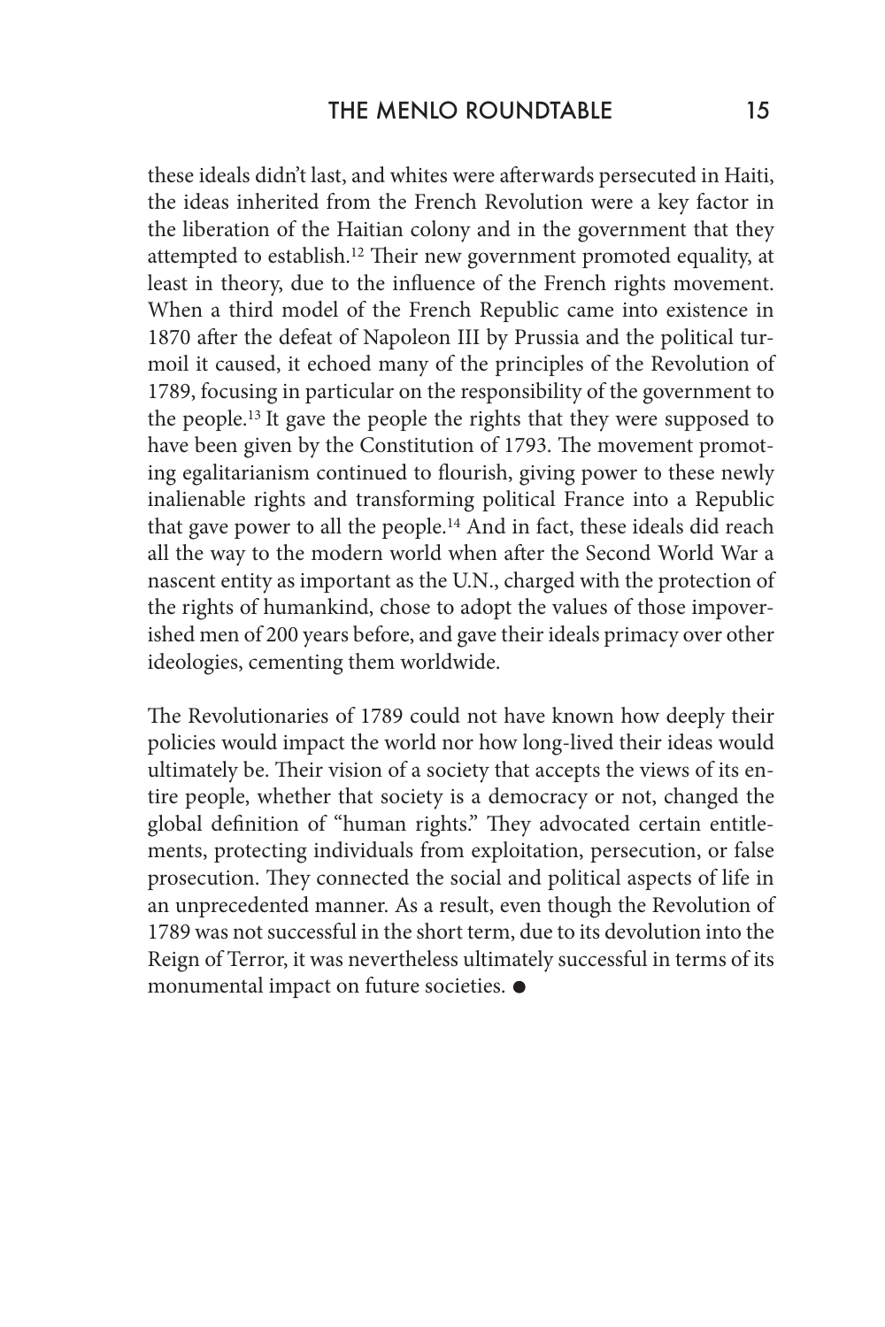these ideals didn't last, and whites were afterwards persecuted in Haiti, the ideas inherited from the French Revolution were a key factor in the liberation of the Haitian colony and in the government that they attempted to establish.[12] Their new government promoted equality, at least in theory, due to the influence of the French rights movement. When a third model of the French Republic came into existence in 1870 after the defeat of Napoleon III by Prussia and the political turmoil it caused, it echoed many of the principles of the Revolution of 1789, focusing in particular on the responsibility of the government to the people.[13] It gave the people the rights that they were supposed to have been given by the Constitution of 1793. The movement promoting egalitarianism continued to flourish, giving power to these newly inalienable rights and transforming political France into a Republic that gave power to all the people.[14] And in fact, these ideals did reach all the way to the modern world when after the Second World War a nascent entity as important as the U.N., charged with the protection of the rights of humankind, chose to adopt the values of those impoverished men of 200 years before, and gave their ideals primacy over other ideologies, cementing them worldwide.

The Revolutionaries of 1789 could not have known how deeply their policies would impact the world nor how long-lived their ideas would ultimately be. Their vision of a society that accepts the views of its entire people, whether that society is a democracy or not, changed the global definition of "human rights." They advocated certain entitlements, protecting individuals from exploitation, persecution, or false prosecution. They connected the social and political aspects of life in an unprecedented manner. As a result, even though the Revolution of 1789 was not successful in the short term, due to its devolution into the Reign of Terror, it was nevertheless ultimately successful in terms of its monumental impact on future societies. ●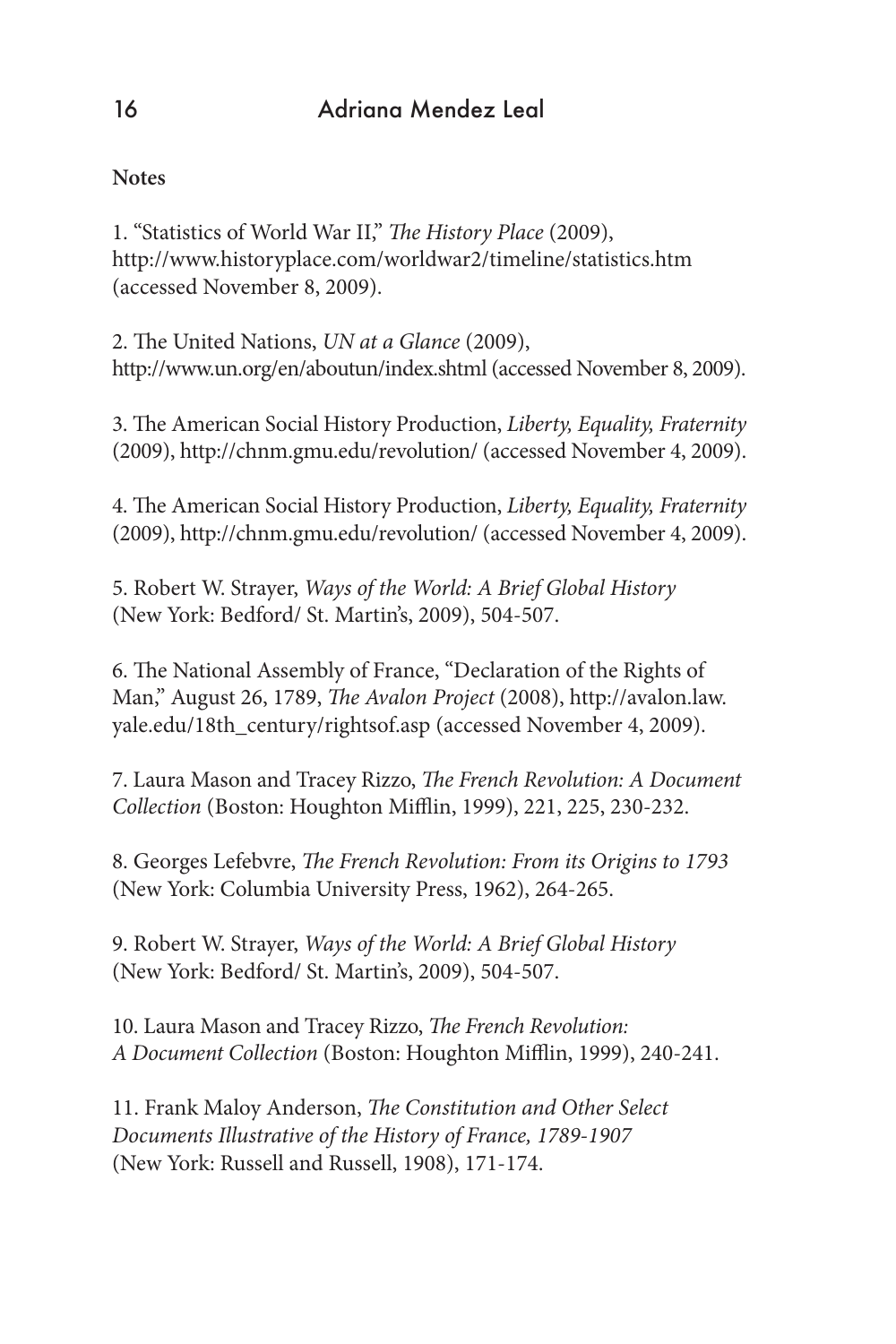**Notes**

1. "Statistics of World War II," *The History Place* (2009), http://www.historyplace.com/worldwar2/timeline/statistics.htm (accessed November 8, 2009).

2. The United Nations, *UN at a Glance* (2009), http://www.un.org/en/aboutun/index.shtml (accessed November 8, 2009).

3. The American Social History Production, *Liberty, Equality, Fraternity* (2009), http://chnm.gmu.edu/revolution/ (accessed November 4, 2009).

4. The American Social History Production, *Liberty, Equality, Fraternity* (2009), http://chnm.gmu.edu/revolution/ (accessed November 4, 2009).

5. Robert W. Strayer, *Ways of the World: A Brief Global History* (New York: Bedford/ St. Martin's, 2009), 504-507.

6. The National Assembly of France, "Declaration of the Rights of Man," August 26, 1789, *The Avalon Project* (2008), http://avalon.law.yale.edu/18th_century/rightsof.asp (accessed November 4, 2009).

7. Laura Mason and Tracey Rizzo, *The French Revolution: A Document Collection* (Boston: Houghton Mifflin, 1999), 221, 225, 230-232.

8. Georges Lefebvre, *The French Revolution: From its Origins to 1793* (New York: Columbia University Press, 1962), 264-265.

9. Robert W. Strayer, *Ways of the World: A Brief Global History* (New York: Bedford/ St. Martin's, 2009), 504-507.

10. Laura Mason and Tracey Rizzo, *The French Revolution: A Document Collection* (Boston: Houghton Mifflin, 1999), 240-241.

11. Frank Maloy Anderson, *The Constitution and Other Select Documents Illustrative of the History of France, 1789-1907* (New York: Russell and Russell, 1908), 171-174.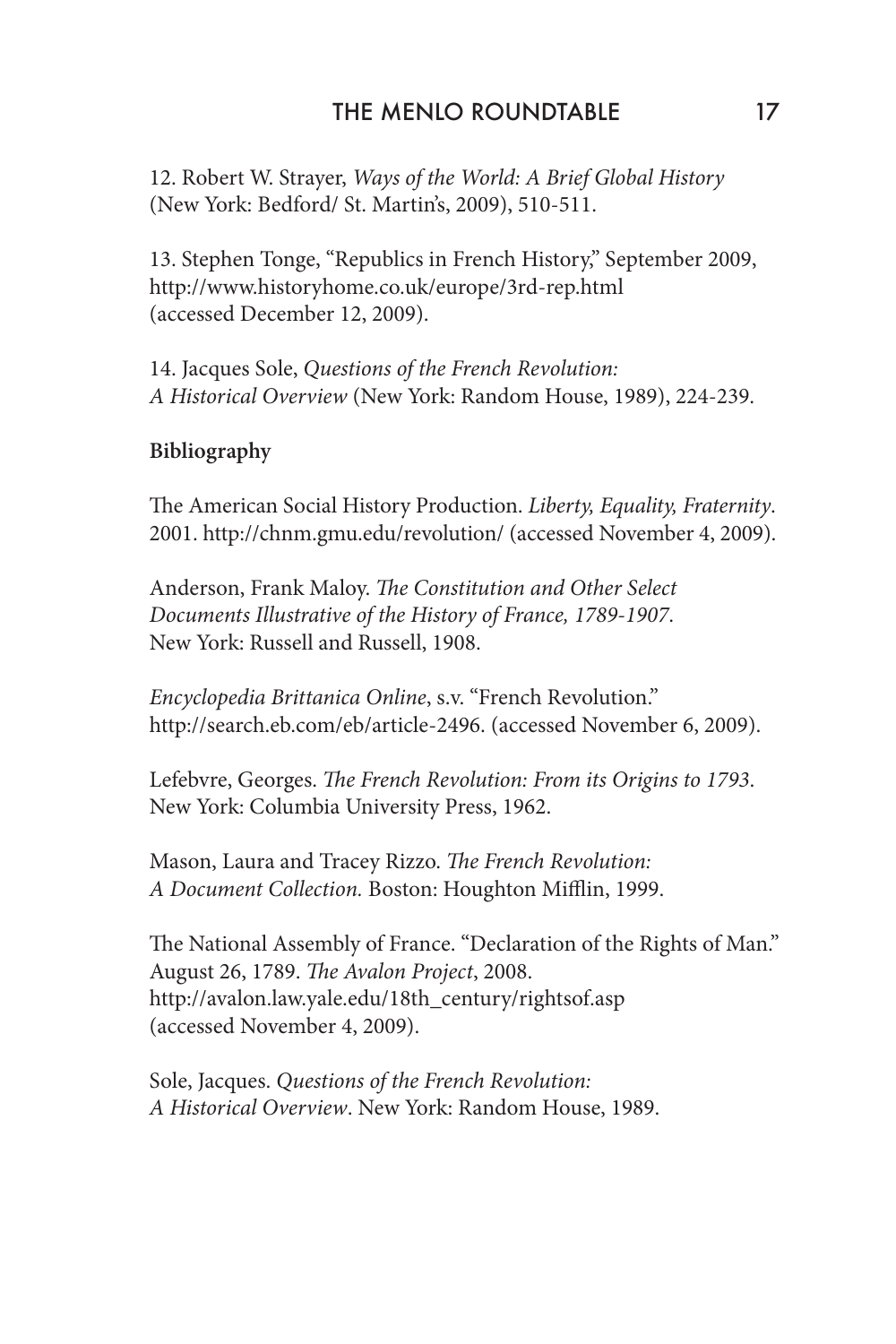12. Robert W. Strayer, *Ways of the World: A Brief Global History* (New York: Bedford/ St. Martin's, 2009), 510-511.

13. Stephen Tonge, "Republics in French History," September 2009, http://www.historyhome.co.uk/europe/3rd-rep.html (accessed December 12, 2009).

14. Jacques Sole, *Questions of the French Revolution: A Historical Overview* (New York: Random House, 1989), 224-239.

**Bibliography**

The American Social History Production. *Liberty, Equality, Fraternity*. 2001. http://chnm.gmu.edu/revolution/ (accessed November 4, 2009).

Anderson, Frank Maloy. *The Constitution and Other Select Documents Illustrative of the History of France, 1789-1907*. New York: Russell and Russell, 1908.

*Encyclopedia Brittanica Online*, s.v. "French Revolution." http://search.eb.com/eb/article-2496. (accessed November 6, 2009).

Lefebvre, Georges. *The French Revolution: From its Origins to 1793*. New York: Columbia University Press, 1962.

Mason, Laura and Tracey Rizzo. *The French Revolution: A Document Collection.* Boston: Houghton Mifflin, 1999.

The National Assembly of France. "Declaration of the Rights of Man." August 26, 1789. *The Avalon Project*, 2008. http://avalon.law.yale.edu/18th_century/rightsof.asp (accessed November 4, 2009).

Sole, Jacques. *Questions of the French Revolution: A Historical Overview*. New York: Random House, 1989.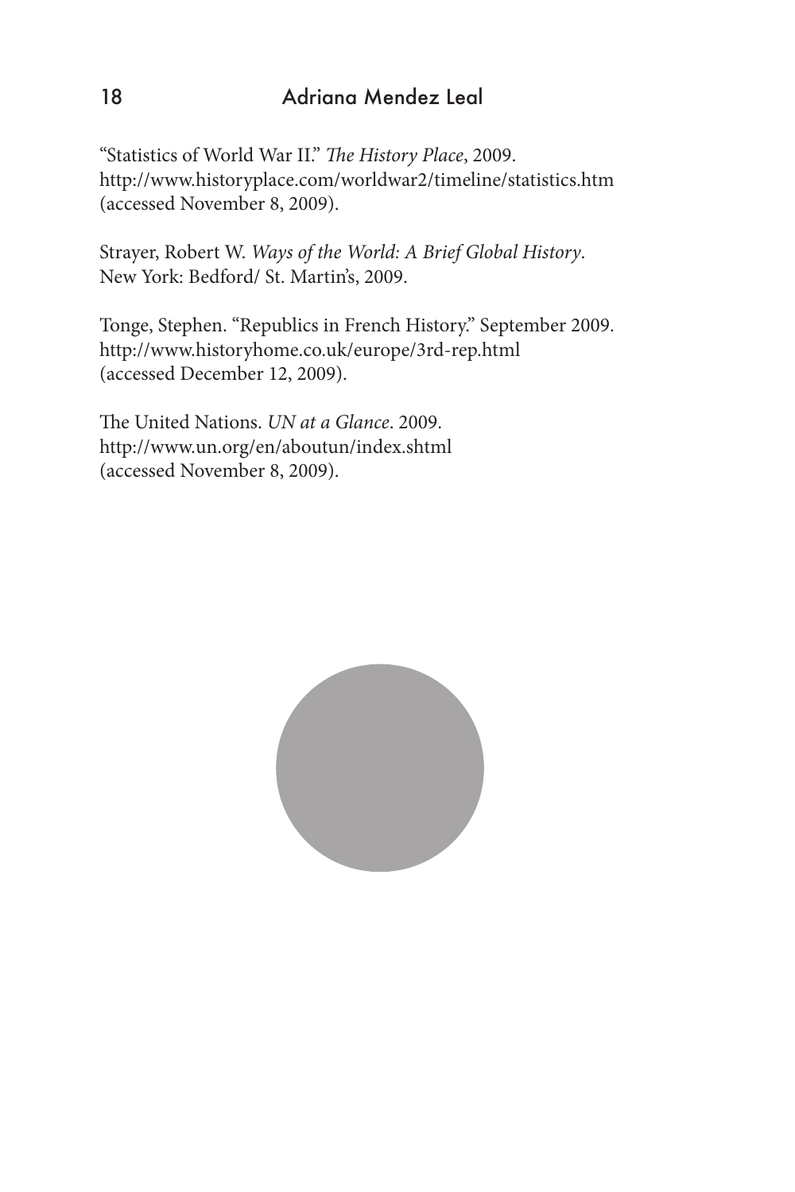"Statistics of World War II." *The History Place*, 2009. http://www.historyplace.com/worldwar2/timeline/statistics.htm (accessed November 8, 2009).

Strayer, Robert W. *Ways of the World: A Brief Global History*. New York: Bedford/ St. Martin's, 2009.

Tonge, Stephen. "Republics in French History." September 2009. http://www.historyhome.co.uk/europe/3rd-rep.html (accessed December 12, 2009).

The United Nations. *UN at a Glance*. 2009. http://www.un.org/en/aboutun/index.shtml (accessed November 8, 2009).